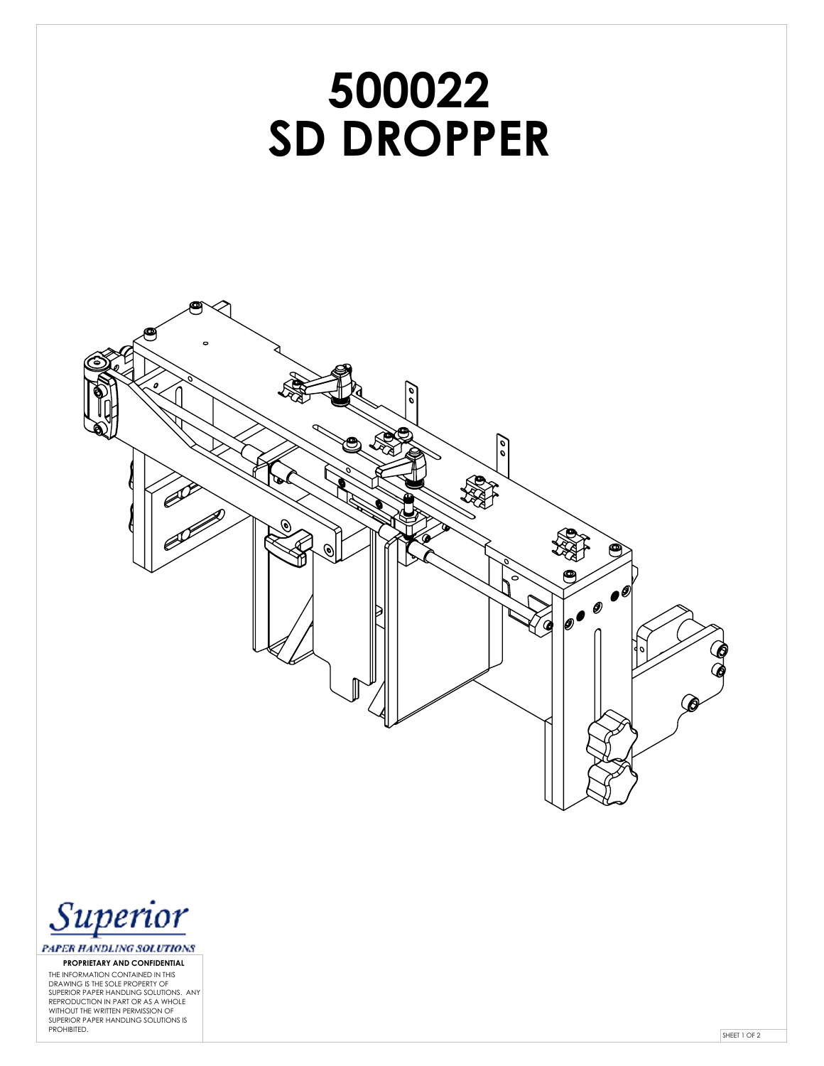# 500022
# SD DROPPER

*Superior*

*PAPER HANDLING SOLUTIONS*

**PROPRIETARY AND CONFIDENTIAL**

THE INFORMATION CONTAINED IN THIS DRAWING IS THE SOLE PROPERTY OF SUPERIOR PAPER HANDLING SOLUTIONS. ANY REPRODUCTION IN PART OR AS A WHOLE WITHOUT THE WRITTEN PERMISSION OF SUPERIOR PAPER HANDLING SOLUTIONS IS PROHIBITED.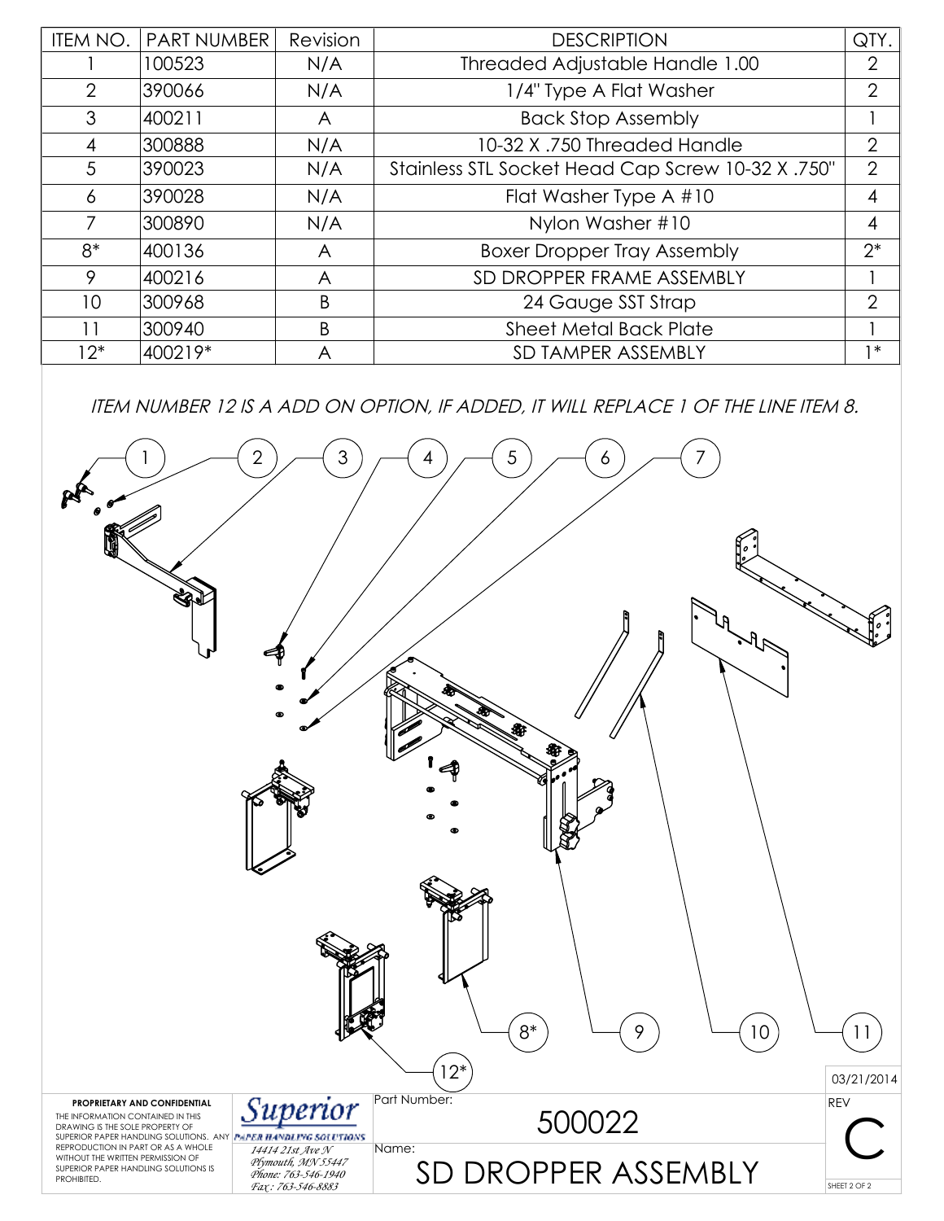| ITEM NO. | PART NUMBER | Revision | DESCRIPTION | QTY. |
| --- | --- | --- | --- | --- |
| 1 | 100523 | N/A | Threaded Adjustable Handle 1.00 | 2 |
| 2 | 390066 | N/A | 1/4" Type A Flat Washer | 2 |
| 3 | 400211 | A | Back Stop Assembly | 1 |
| 4 | 300888 | N/A | 10-32 X .750 Threaded Handle | 2 |
| 5 | 390023 | N/A | Stainless STL Socket Head Cap Screw 10-32 X .750" | 2 |
| 6 | 390028 | N/A | Flat Washer Type A #10 | 4 |
| 7 | 300890 | N/A | Nylon Washer #10 | 4 |
| 8* | 400136 | A | Boxer Dropper Tray Assembly | 2* |
| 9 | 400216 | A | SD DROPPER FRAME ASSEMBLY | 1 |
| 10 | 300968 | B | 24 Gauge SST Strap | 2 |
| 11 | 300940 | B | Sheet Metal Back Plate | 1 |
| 12* | 400219* | A | SD TAMPER ASSEMBLY | 1* |

*ITEM NUMBER 12 IS A ADD ON OPTION, IF ADDED, IT WILL REPLACE 1 OF THE LINE ITEM 8.*

1
2
3
4
5
6
7
8*
9
10
11
12*

03/21/2014

**PROPRIETARY AND CONFIDENTIAL**
THE INFORMATION CONTAINED IN THIS DRAWING IS THE SOLE PROPERTY OF SUPERIOR PAPER HANDLING SOLUTIONS. ANY REPRODUCTION IN PART OR AS A WHOLE WITHOUT THE WRITTEN PERMISSION OF SUPERIOR PAPER HANDLING SOLUTIONS IS PROHIBITED.

Superior
PAPER HANDLING SOLUTIONS
14414 21st Ave N
Plymouth, MN 55447
Phone: 763-546-1940
Fax: 763-546-8883

Part Number: 500022

Name: SD DROPPER ASSEMBLY

REV C

SHEET 2 OF 2